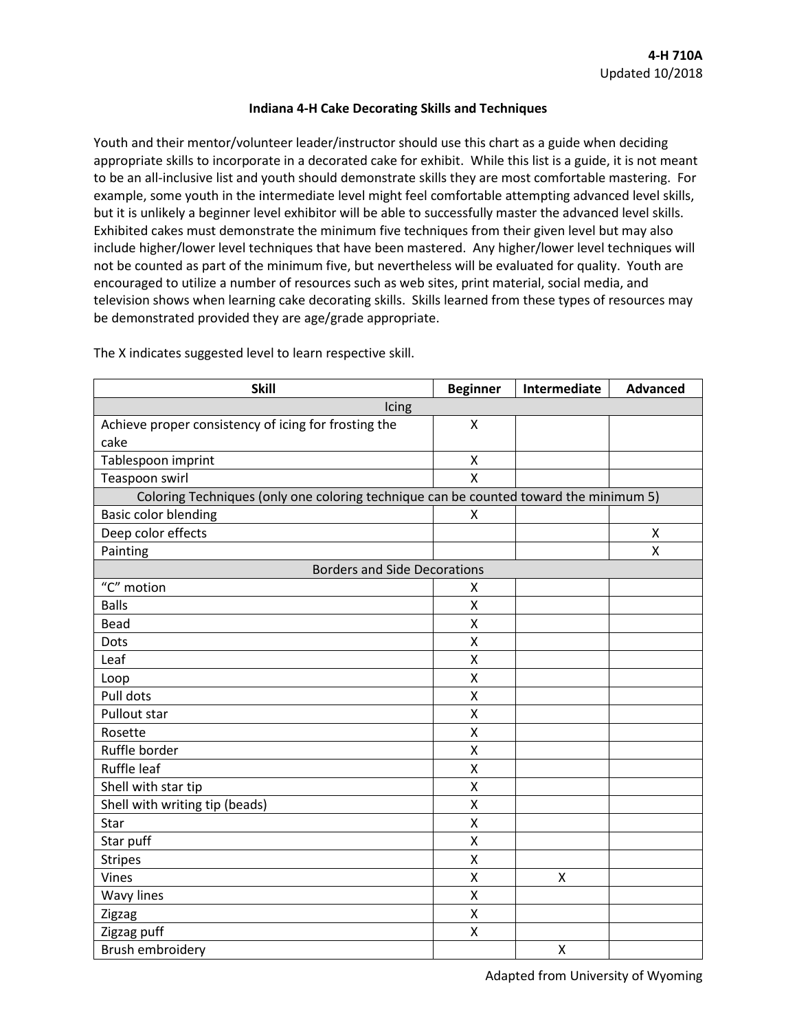**4-H 710A**
Updated 10/2018

# Indiana 4-H Cake Decorating Skills and Techniques

Youth and their mentor/volunteer leader/instructor should use this chart as a guide when deciding appropriate skills to incorporate in a decorated cake for exhibit. While this list is a guide, it is not meant to be an all-inclusive list and youth should demonstrate skills they are most comfortable mastering. For example, some youth in the intermediate level might feel comfortable attempting advanced level skills, but it is unlikely a beginner level exhibitor will be able to successfully master the advanced level skills. Exhibited cakes must demonstrate the minimum five techniques from their given level but may also include higher/lower level techniques that have been mastered. Any higher/lower level techniques will not be counted as part of the minimum five, but nevertheless will be evaluated for quality. Youth are encouraged to utilize a number of resources such as web sites, print material, social media, and television shows when learning cake decorating skills. Skills learned from these types of resources may be demonstrated provided they are age/grade appropriate.

The X indicates suggested level to learn respective skill.

| Skill | Beginner | Intermediate | Advanced |
|---|---|---|---|
| **Icing** | | | |
| Achieve proper consistency of icing for frosting the cake | X | | |
| Tablespoon imprint | X | | |
| Teaspoon swirl | X | | |
| **Coloring Techniques (only one coloring technique can be counted toward the minimum 5)** | | | |
| Basic color blending | X | | |
| Deep color effects | | | X |
| Painting | | | X |
| **Borders and Side Decorations** | | | |
| "C" motion | X | | |
| Balls | X | | |
| Bead | X | | |
| Dots | X | | |
| Leaf | X | | |
| Loop | X | | |
| Pull dots | X | | |
| Pullout star | X | | |
| Rosette | X | | |
| Ruffle border | X | | |
| Ruffle leaf | X | | |
| Shell with star tip | X | | |
| Shell with writing tip (beads) | X | | |
| Star | X | | |
| Star puff | X | | |
| Stripes | X | | |
| Vines | X | X | |
| Wavy lines | X | | |
| Zigzag | X | | |
| Zigzag puff | X | | |
| Brush embroidery | | X | |

Adapted from University of Wyoming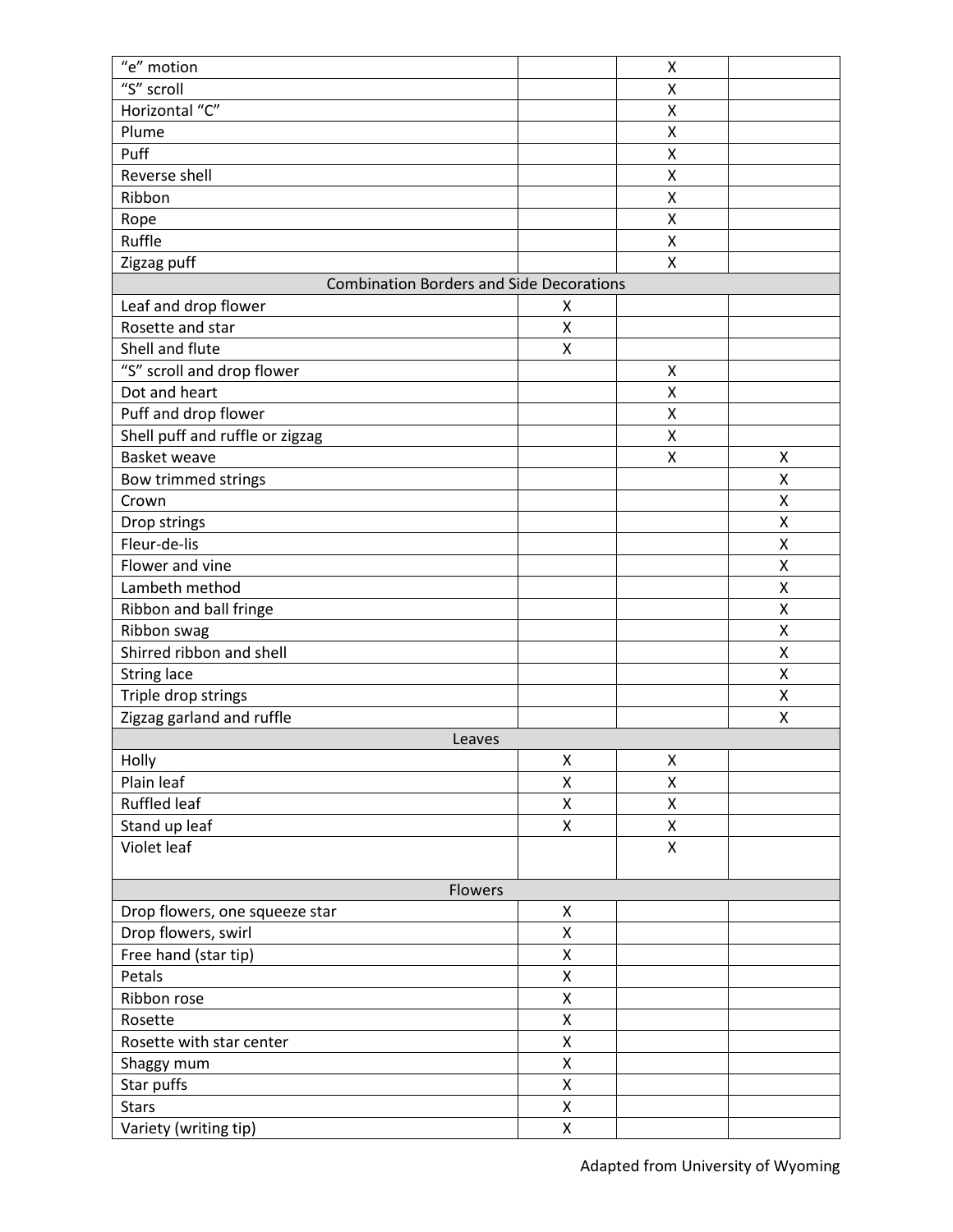| | | | |
|---|---|---|---|
| "e" motion | | X | |
| "S" scroll | | X | |
| Horizontal "C" | | X | |
| Plume | | X | |
| Puff | | X | |
| Reverse shell | | X | |
| Ribbon | | X | |
| Rope | | X | |
| Ruffle | | X | |
| Zigzag puff | | X | |
| Combination Borders and Side Decorations | | | |
| Leaf and drop flower | X | | |
| Rosette and star | X | | |
| Shell and flute | X | | |
| "S" scroll and drop flower | | X | |
| Dot and heart | | X | |
| Puff and drop flower | | X | |
| Shell puff and ruffle or zigzag | | X | |
| Basket weave | | X | X |
| Bow trimmed strings | | | X |
| Crown | | | X |
| Drop strings | | | X |
| Fleur-de-lis | | | X |
| Flower and vine | | | X |
| Lambeth method | | | X |
| Ribbon and ball fringe | | | X |
| Ribbon swag | | | X |
| Shirred ribbon and shell | | | X |
| String lace | | | X |
| Triple drop strings | | | X |
| Zigzag garland and ruffle | | | X |
| Leaves | | | |
| Holly | X | X | |
| Plain leaf | X | X | |
| Ruffled leaf | X | X | |
| Stand up leaf | X | X | |
| Violet leaf | | X | |
| Flowers | | | |
| Drop flowers, one squeeze star | X | | |
| Drop flowers, swirl | X | | |
| Free hand (star tip) | X | | |
| Petals | X | | |
| Ribbon rose | X | | |
| Rosette | X | | |
| Rosette with star center | X | | |
| Shaggy mum | X | | |
| Star puffs | X | | |
| Stars | X | | |
| Variety (writing tip) | X | | |

Adapted from University of Wyoming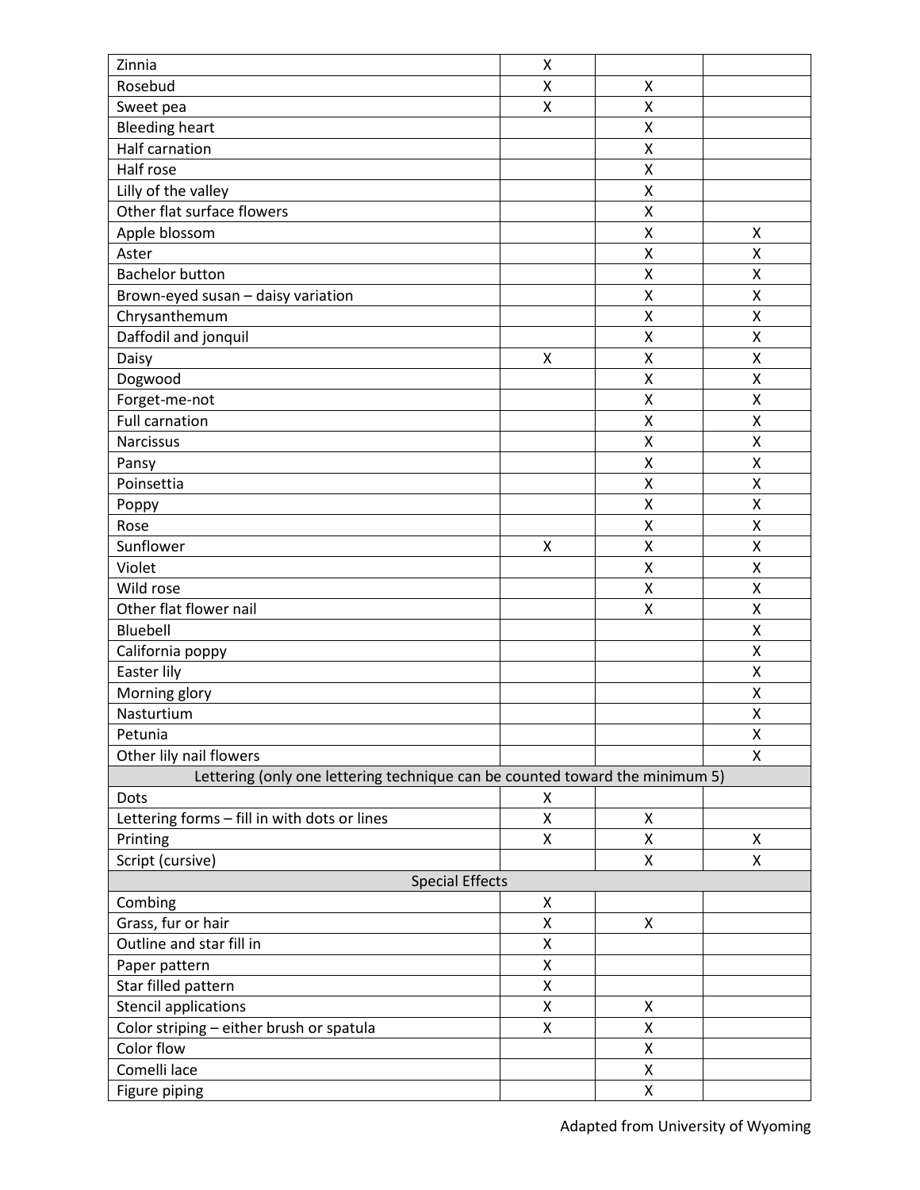| | | | |
|---|---|---|---|
| Zinnia | X | | |
| Rosebud | X | X | |
| Sweet pea | X | X | |
| Bleeding heart | | X | |
| Half carnation | | X | |
| Half rose | | X | |
| Lilly of the valley | | X | |
| Other flat surface flowers | | X | |
| Apple blossom | | X | X |
| Aster | | X | X |
| Bachelor button | | X | X |
| Brown-eyed susan – daisy variation | | X | X |
| Chrysanthemum | | X | X |
| Daffodil and jonquil | | X | X |
| Daisy | X | X | X |
| Dogwood | | X | X |
| Forget-me-not | | X | X |
| Full carnation | | X | X |
| Narcissus | | X | X |
| Pansy | | X | X |
| Poinsettia | | X | X |
| Poppy | | X | X |
| Rose | | X | X |
| Sunflower | X | X | X |
| Violet | | X | X |
| Wild rose | | X | X |
| Other flat flower nail | | X | X |
| Bluebell | | | X |
| California poppy | | | X |
| Easter lily | | | X |
| Morning glory | | | X |
| Nasturtium | | | X |
| Petunia | | | X |
| Other lily nail flowers | | | X |
| Lettering (only one lettering technique can be counted toward the minimum 5) | | | |
| Dots | X | | |
| Lettering forms – fill in with dots or lines | X | X | |
| Printing | X | X | X |
| Script (cursive) | | X | X |
| Special Effects | | | |
| Combing | X | | |
| Grass, fur or hair | X | X | |
| Outline and star fill in | X | | |
| Paper pattern | X | | |
| Star filled pattern | X | | |
| Stencil applications | X | X | |
| Color striping – either brush or spatula | X | X | |
| Color flow | | X | |
| Comelli lace | | X | |
| Figure piping | | X | |

Adapted from University of Wyoming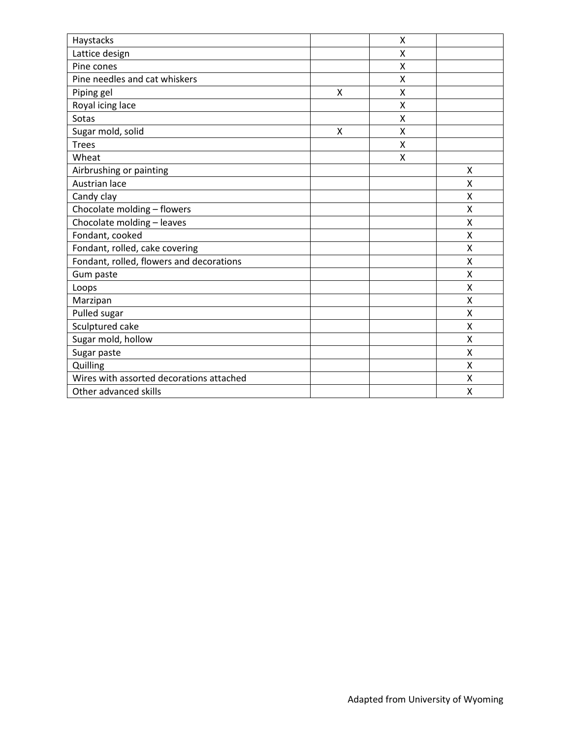| | | | |
|---|---|---|---|
| Haystacks | | X | |
| Lattice design | | X | |
| Pine cones | | X | |
| Pine needles and cat whiskers | | X | |
| Piping gel | X | X | |
| Royal icing lace | | X | |
| Sotas | | X | |
| Sugar mold, solid | X | X | |
| Trees | | X | |
| Wheat | | X | |
| Airbrushing or painting | | | X |
| Austrian lace | | | X |
| Candy clay | | | X |
| Chocolate molding – flowers | | | X |
| Chocolate molding – leaves | | | X |
| Fondant, cooked | | | X |
| Fondant, rolled, cake covering | | | X |
| Fondant, rolled, flowers and decorations | | | X |
| Gum paste | | | X |
| Loops | | | X |
| Marzipan | | | X |
| Pulled sugar | | | X |
| Sculptured cake | | | X |
| Sugar mold, hollow | | | X |
| Sugar paste | | | X |
| Quilling | | | X |
| Wires with assorted decorations attached | | | X |
| Other advanced skills | | | X |

Adapted from University of Wyoming